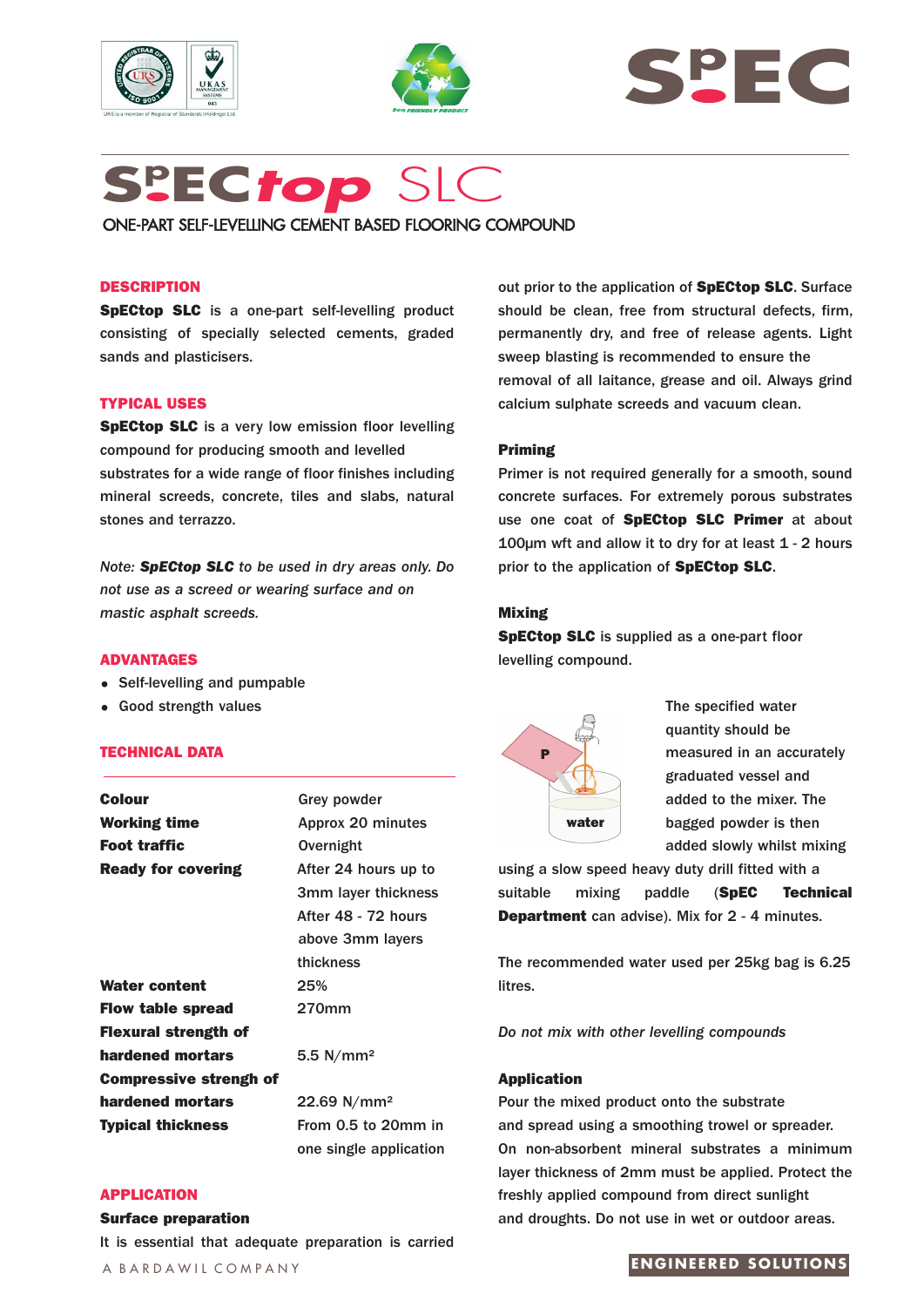# SpECtop SLC

## ONE-PART SELF-LEVELLING CEMENT BASED FLOORING COMPOUND

### DESCRIPTION

**SpECtop SLC** is a one-part self-levelling product consisting of specially selected cements, graded sands and plasticisers.

### TYPICAL USES

**SpECtop SLC** is a very low emission floor levelling compound for producing smooth and levelled substrates for a wide range of floor finishes including mineral screeds, concrete, tiles and slabs, natural stones and terrazzo.

*Note: **SpECtop SLC** to be used in dry areas only. Do not use as a screed or wearing surface and on mastic asphalt screeds.*

### ADVANTAGES

- Self-levelling and pumpable
- Good strength values

### TECHNICAL DATA

| | |
|---|---|
| **Colour** | Grey powder |
| **Working time** | Approx 20 minutes |
| **Foot traffic** | Overnight |
| **Ready for covering** | After 24 hours up to 3mm layer thickness<br>After 48 - 72 hours above 3mm layers thickness |
| **Water content** | 25% |
| **Flow table spread** | 270mm |
| **Flexural strength of hardened mortars** | 5.5 N/mm² |
| **Compressive strengh of hardened mortars** | 22.69 N/mm² |
| **Typical thickness** | From 0.5 to 20mm in one single application |

### APPLICATION

#### Surface preparation

It is essential that adequate preparation is carried out prior to the application of **SpECtop SLC**. Surface should be clean, free from structural defects, firm, permanently dry, and free of release agents. Light sweep blasting is recommended to ensure the removal of all laitance, grease and oil. Always grind calcium sulphate screeds and vacuum clean.

#### Priming

Primer is not required generally for a smooth, sound concrete surfaces. For extremely porous substrates use one coat of **SpECtop SLC Primer** at about 100µm wft and allow it to dry for at least 1 - 2 hours prior to the application of **SpECtop SLC**.

#### Mixing

**SpECtop SLC** is supplied as a one-part floor levelling compound.

The specified water quantity should be measured in an accurately graduated vessel and added to the mixer. The bagged powder is then added slowly whilst mixing using a slow speed heavy duty drill fitted with a suitable mixing paddle (**SpEC Technical Department** can advise). Mix for 2 - 4 minutes.

The recommended water used per 25kg bag is 6.25 litres.

*Do not mix with other levelling compounds*

#### Application

Pour the mixed product onto the substrate and spread using a smoothing trowel or spreader. On non-absorbent mineral substrates a minimum layer thickness of 2mm must be applied. Protect the freshly applied compound from direct sunlight and droughts. Do not use in wet or outdoor areas.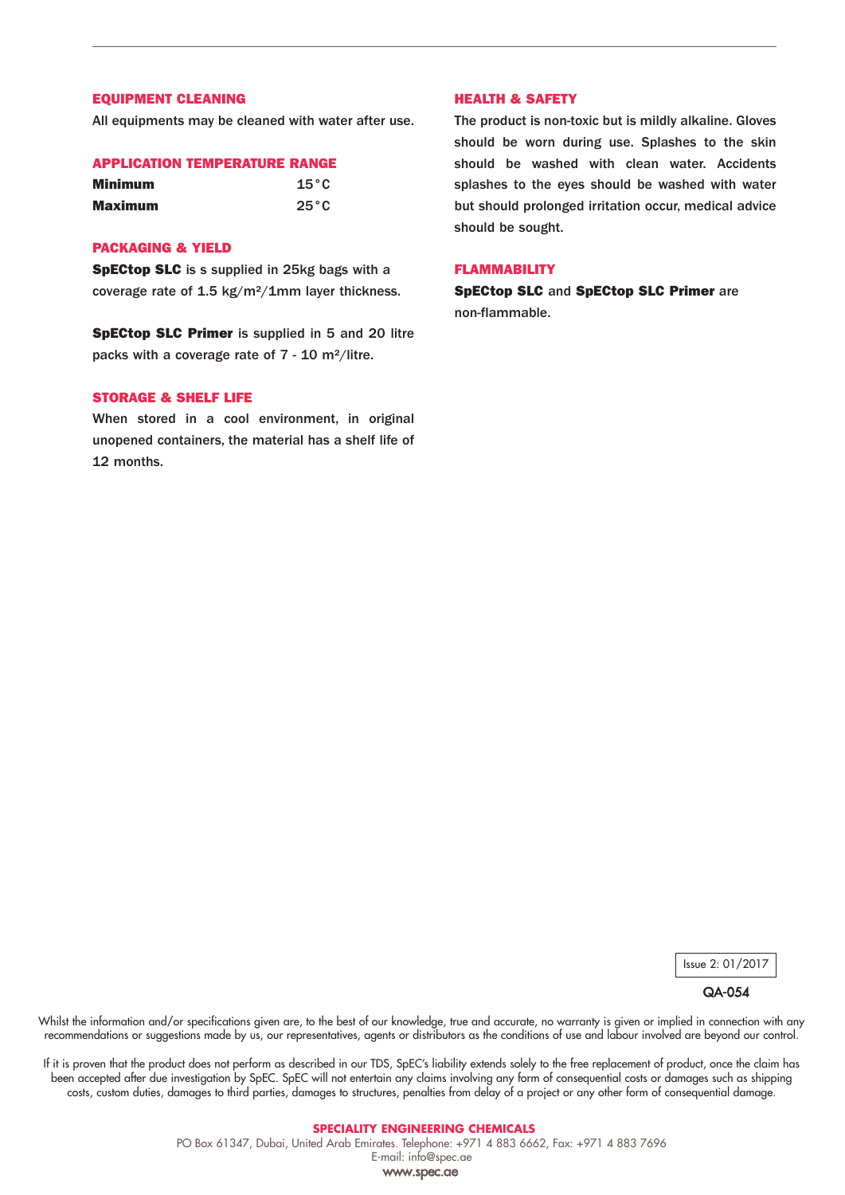## EQUIPMENT CLEANING

All equipments may be cleaned with water after use.

## APPLICATION TEMPERATURE RANGE

| | |
|---|---|
| **Minimum** | 15°C |
| **Maximum** | 25°C |

## PACKAGING & YIELD

**SpECtop SLC** is s supplied in 25kg bags with a coverage rate of 1.5 kg/m²/1mm layer thickness.

**SpECtop SLC Primer** is supplied in 5 and 20 litre packs with a coverage rate of 7 - 10 m²/litre.

## STORAGE & SHELF LIFE

When stored in a cool environment, in original unopened containers, the material has a shelf life of 12 months.

## HEALTH & SAFETY

The product is non-toxic but is mildly alkaline. Gloves should be worn during use. Splashes to the skin should be washed with clean water. Accidents splashes to the eyes should be washed with water but should prolonged irritation occur, medical advice should be sought.

## FLAMMABILITY

**SpECtop SLC** and **SpECtop SLC Primer** are non-flammable.

Issue 2: 01/2017

QA-054

Whilst the information and/or specifications given are, to the best of our knowledge, true and accurate, no warranty is given or implied in connection with any recommendations or suggestions made by us, our representatives, agents or distributors as the conditions of use and labour involved are beyond our control.

If it is proven that the product does not perform as described in our TDS, SpEC's liability extends solely to the free replacement of product, once the claim has been accepted after due investigation by SpEC. SpEC will not entertain any claims involving any form of consequential costs or damages such as shipping costs, custom duties, damages to third parties, damages to structures, penalties from delay of a project or any other form of consequential damage.

**SPECIALITY ENGINEERING CHEMICALS**

PO Box 61347, Dubai, United Arab Emirates. Telephone: +971 4 883 6662, Fax: +971 4 883 7696

E-mail: info@spec.ae

**www.spec.ae**